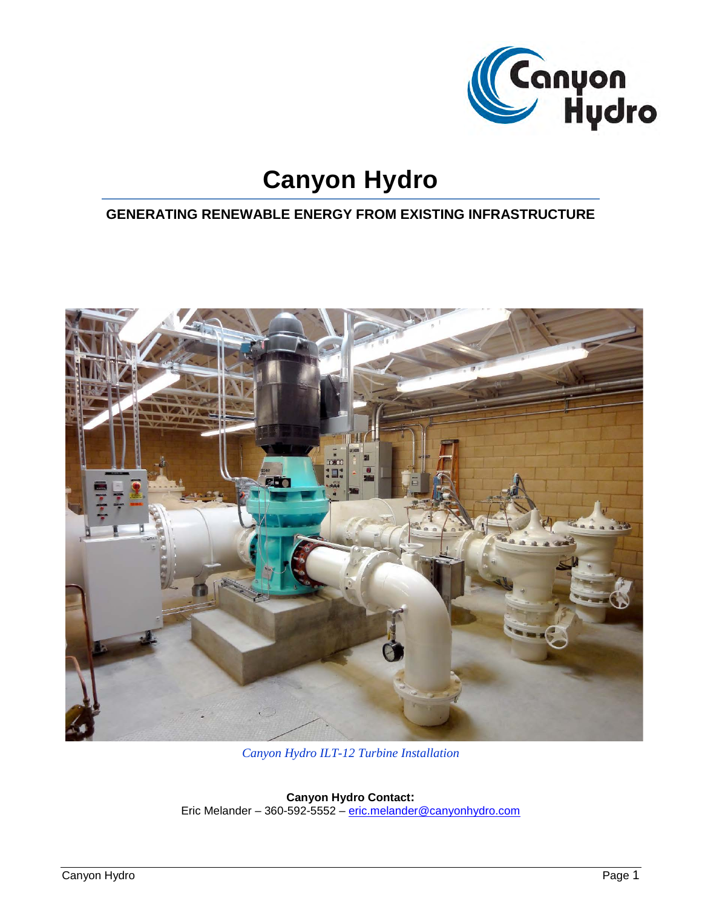# Canyon Hydro

## GENERATING RENEWABLE ENERGY FROM EXISTING INFRASTRUCTURE

*Canyon Hydro ILT-12 Turbine Installation*

**Canyon Hydro Contact:**
Eric Melander – 360-592-5552 – eric.melander@canyonhydro.com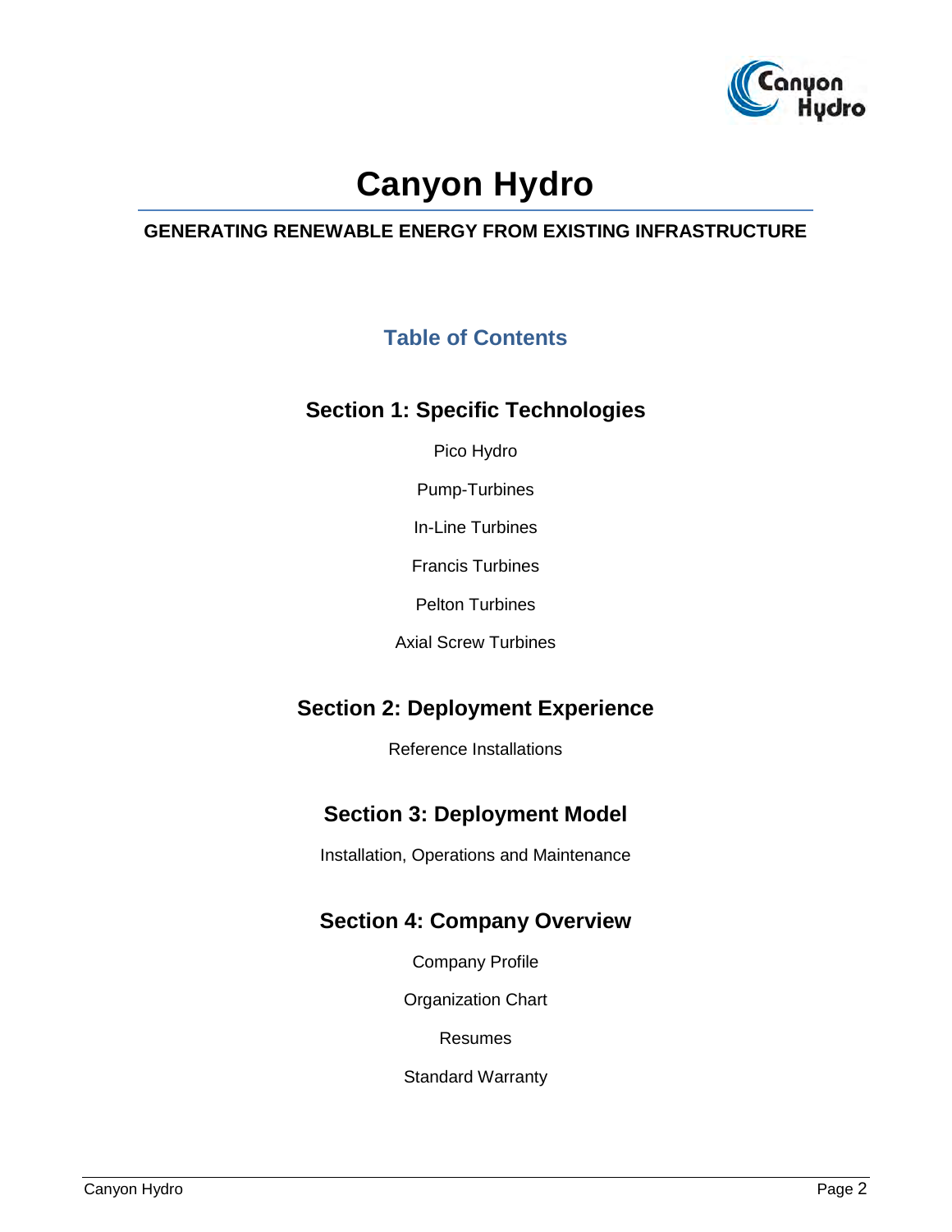# Canyon Hydro

**GENERATING RENEWABLE ENERGY FROM EXISTING INFRASTRUCTURE**

## Table of Contents

### Section 1: Specific Technologies

Pico Hydro

Pump-Turbines

In-Line Turbines

Francis Turbines

Pelton Turbines

Axial Screw Turbines

### Section 2: Deployment Experience

Reference Installations

### Section 3: Deployment Model

Installation, Operations and Maintenance

### Section 4: Company Overview

Company Profile

Organization Chart

Resumes

Standard Warranty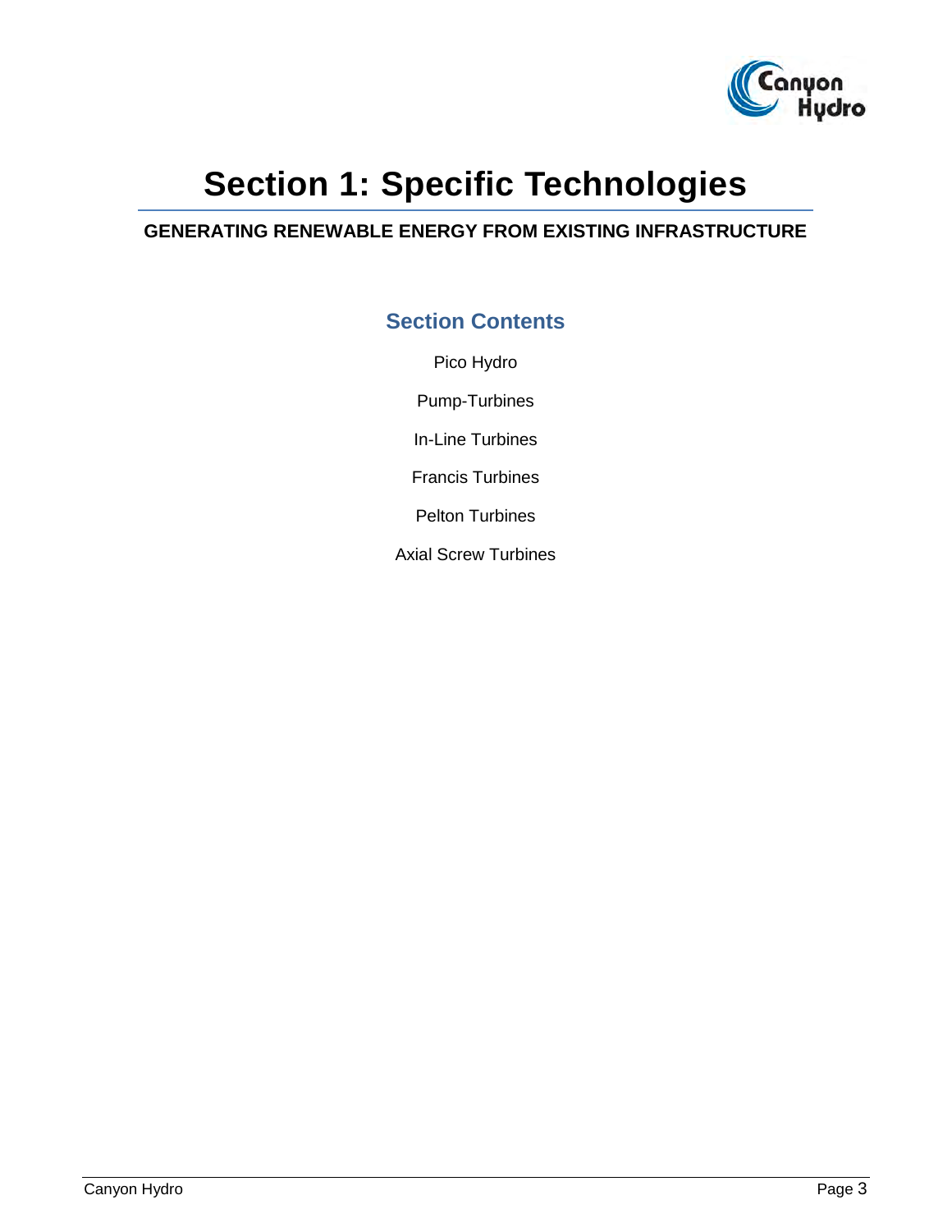# Section 1: Specific Technologies

**GENERATING RENEWABLE ENERGY FROM EXISTING INFRASTRUCTURE**

## Section Contents

Pico Hydro

Pump-Turbines

In-Line Turbines

Francis Turbines

Pelton Turbines

Axial Screw Turbines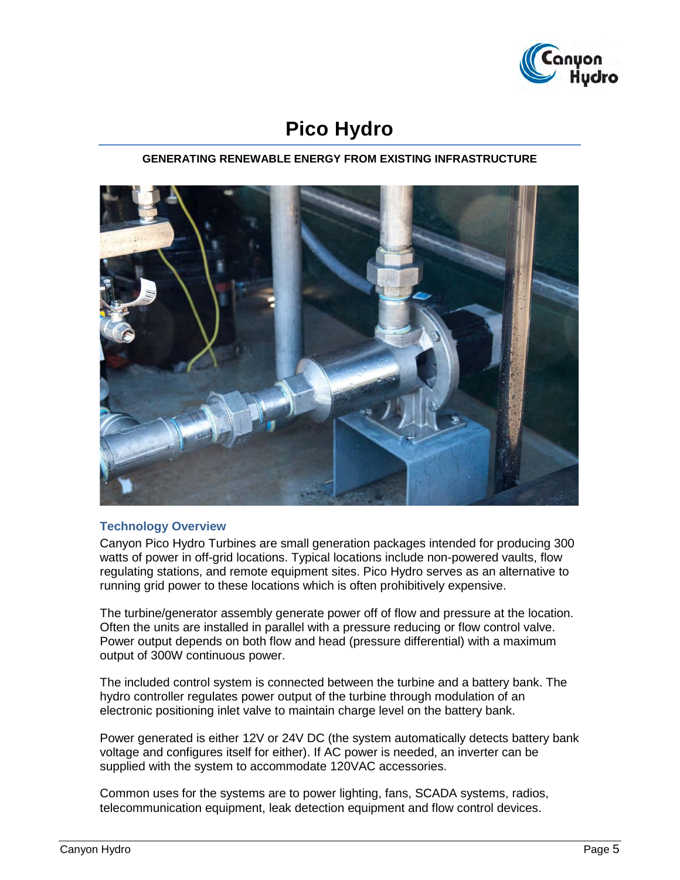# Pico Hydro

**GENERATING RENEWABLE ENERGY FROM EXISTING INFRASTRUCTURE**

## Technology Overview

Canyon Pico Hydro Turbines are small generation packages intended for producing 300 watts of power in off-grid locations. Typical locations include non-powered vaults, flow regulating stations, and remote equipment sites. Pico Hydro serves as an alternative to running grid power to these locations which is often prohibitively expensive.

The turbine/generator assembly generate power off of flow and pressure at the location. Often the units are installed in parallel with a pressure reducing or flow control valve. Power output depends on both flow and head (pressure differential) with a maximum output of 300W continuous power.

The included control system is connected between the turbine and a battery bank. The hydro controller regulates power output of the turbine through modulation of an electronic positioning inlet valve to maintain charge level on the battery bank.

Power generated is either 12V or 24V DC (the system automatically detects battery bank voltage and configures itself for either). If AC power is needed, an inverter can be supplied with the system to accommodate 120VAC accessories.

Common uses for the systems are to power lighting, fans, SCADA systems, radios, telecommunication equipment, leak detection equipment and flow control devices.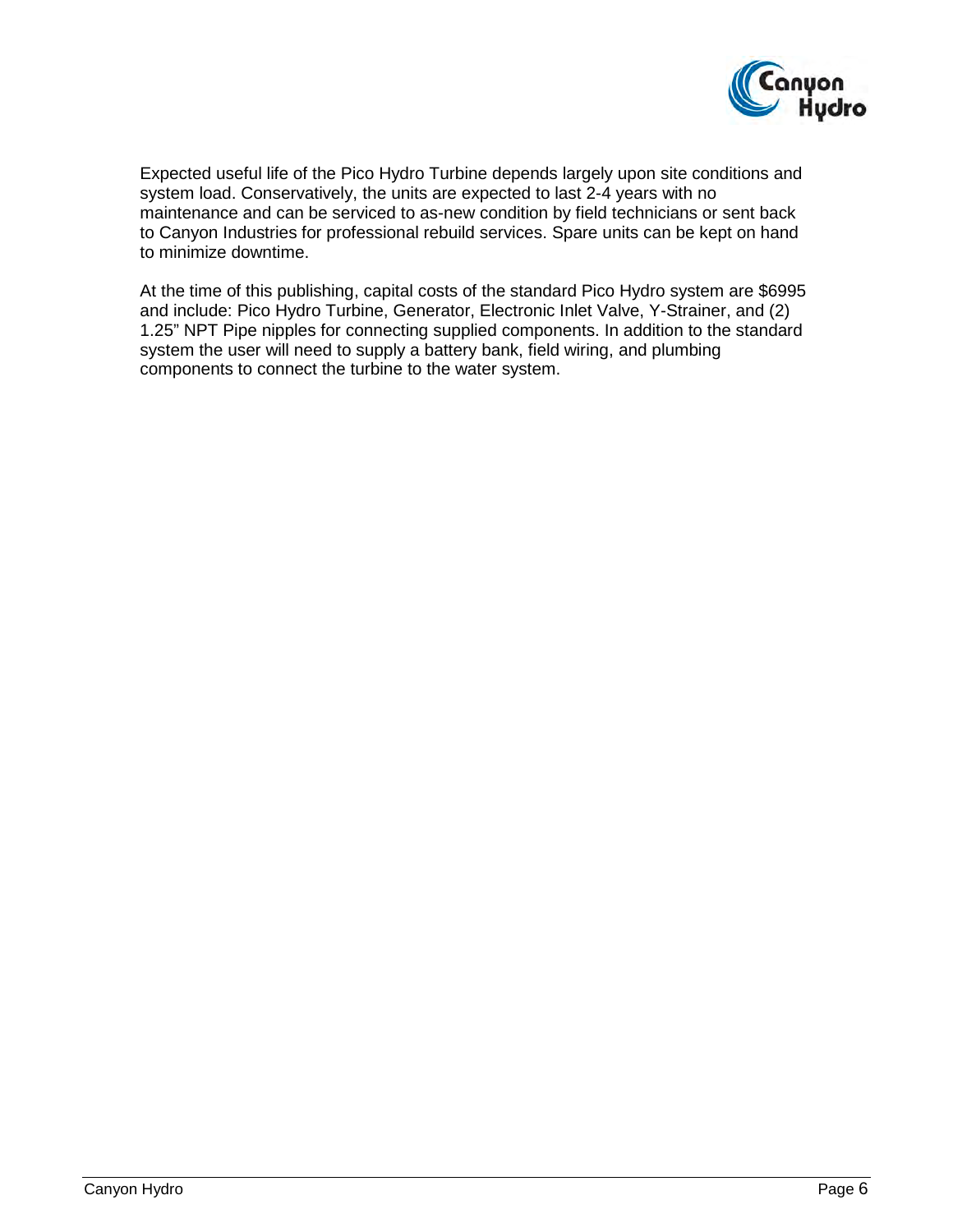Expected useful life of the Pico Hydro Turbine depends largely upon site conditions and system load. Conservatively, the units are expected to last 2-4 years with no maintenance and can be serviced to as-new condition by field technicians or sent back to Canyon Industries for professional rebuild services. Spare units can be kept on hand to minimize downtime.

At the time of this publishing, capital costs of the standard Pico Hydro system are $6995 and include: Pico Hydro Turbine, Generator, Electronic Inlet Valve, Y-Strainer, and (2) 1.25" NPT Pipe nipples for connecting supplied components. In addition to the standard system the user will need to supply a battery bank, field wiring, and plumbing components to connect the turbine to the water system.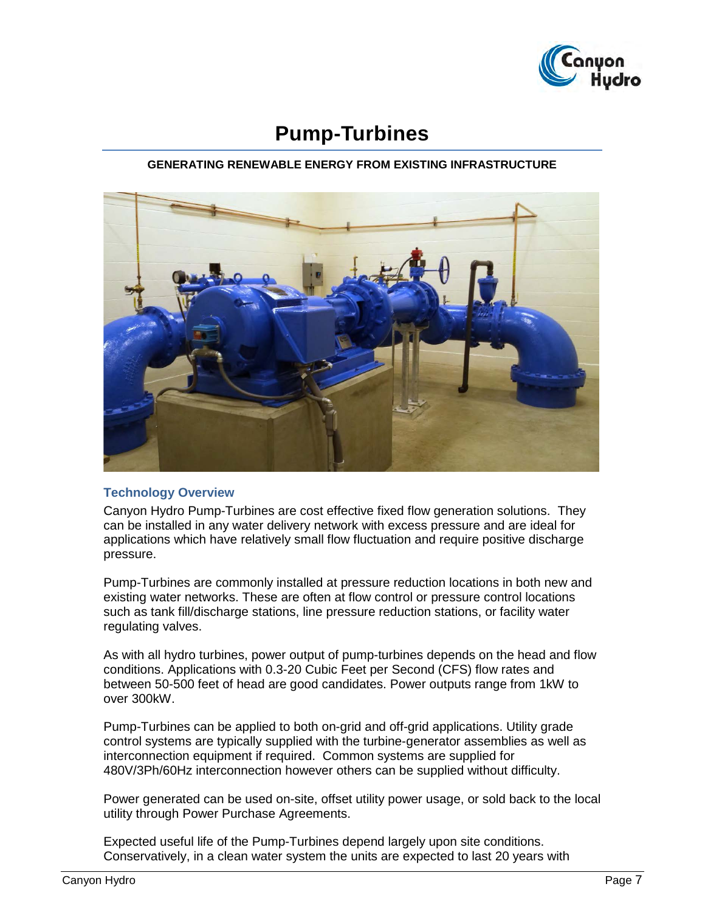# Pump-Turbines

**GENERATING RENEWABLE ENERGY FROM EXISTING INFRASTRUCTURE**

## Technology Overview

Canyon Hydro Pump-Turbines are cost effective fixed flow generation solutions. They can be installed in any water delivery network with excess pressure and are ideal for applications which have relatively small flow fluctuation and require positive discharge pressure.

Pump-Turbines are commonly installed at pressure reduction locations in both new and existing water networks. These are often at flow control or pressure control locations such as tank fill/discharge stations, line pressure reduction stations, or facility water regulating valves.

As with all hydro turbines, power output of pump-turbines depends on the head and flow conditions. Applications with 0.3-20 Cubic Feet per Second (CFS) flow rates and between 50-500 feet of head are good candidates. Power outputs range from 1kW to over 300kW.

Pump-Turbines can be applied to both on-grid and off-grid applications. Utility grade control systems are typically supplied with the turbine-generator assemblies as well as interconnection equipment if required. Common systems are supplied for 480V/3Ph/60Hz interconnection however others can be supplied without difficulty.

Power generated can be used on-site, offset utility power usage, or sold back to the local utility through Power Purchase Agreements.

Expected useful life of the Pump-Turbines depend largely upon site conditions. Conservatively, in a clean water system the units are expected to last 20 years with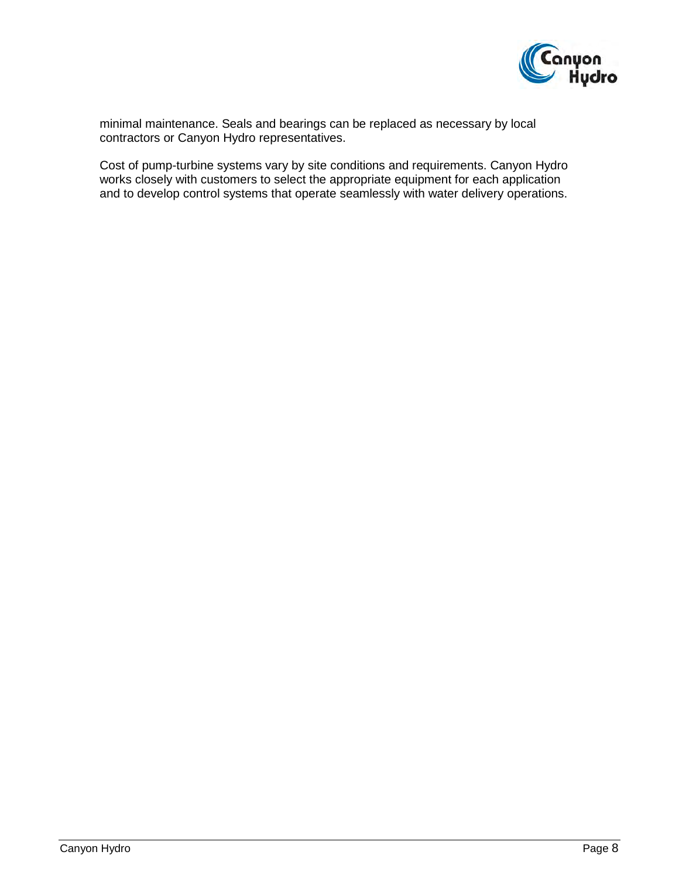minimal maintenance. Seals and bearings can be replaced as necessary by local contractors or Canyon Hydro representatives.

Cost of pump-turbine systems vary by site conditions and requirements. Canyon Hydro works closely with customers to select the appropriate equipment for each application and to develop control systems that operate seamlessly with water delivery operations.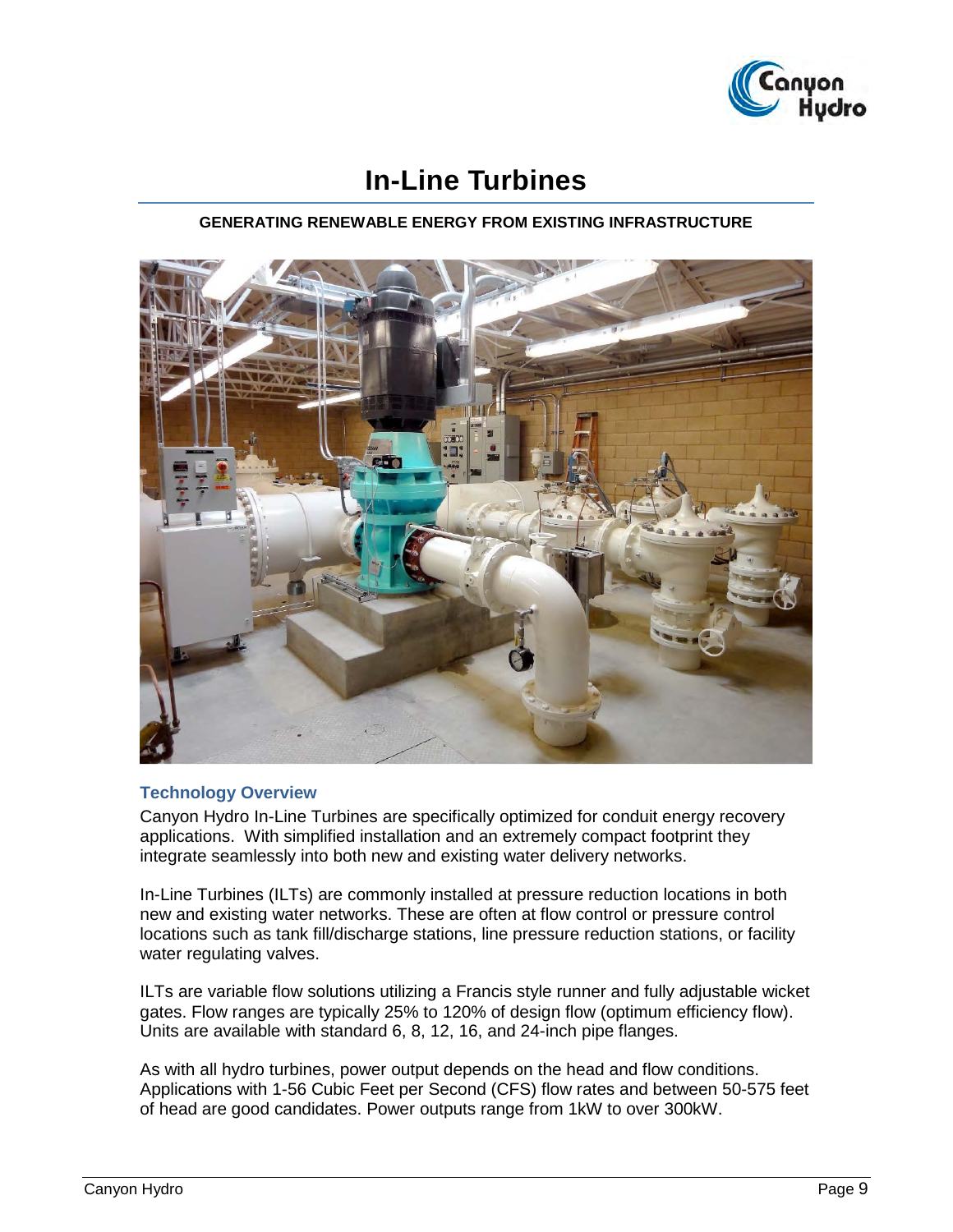# In-Line Turbines

**GENERATING RENEWABLE ENERGY FROM EXISTING INFRASTRUCTURE**

## Technology Overview

Canyon Hydro In-Line Turbines are specifically optimized for conduit energy recovery applications. With simplified installation and an extremely compact footprint they integrate seamlessly into both new and existing water delivery networks.

In-Line Turbines (ILTs) are commonly installed at pressure reduction locations in both new and existing water networks. These are often at flow control or pressure control locations such as tank fill/discharge stations, line pressure reduction stations, or facility water regulating valves.

ILTs are variable flow solutions utilizing a Francis style runner and fully adjustable wicket gates. Flow ranges are typically 25% to 120% of design flow (optimum efficiency flow). Units are available with standard 6, 8, 12, 16, and 24-inch pipe flanges.

As with all hydro turbines, power output depends on the head and flow conditions. Applications with 1-56 Cubic Feet per Second (CFS) flow rates and between 50-575 feet of head are good candidates. Power outputs range from 1kW to over 300kW.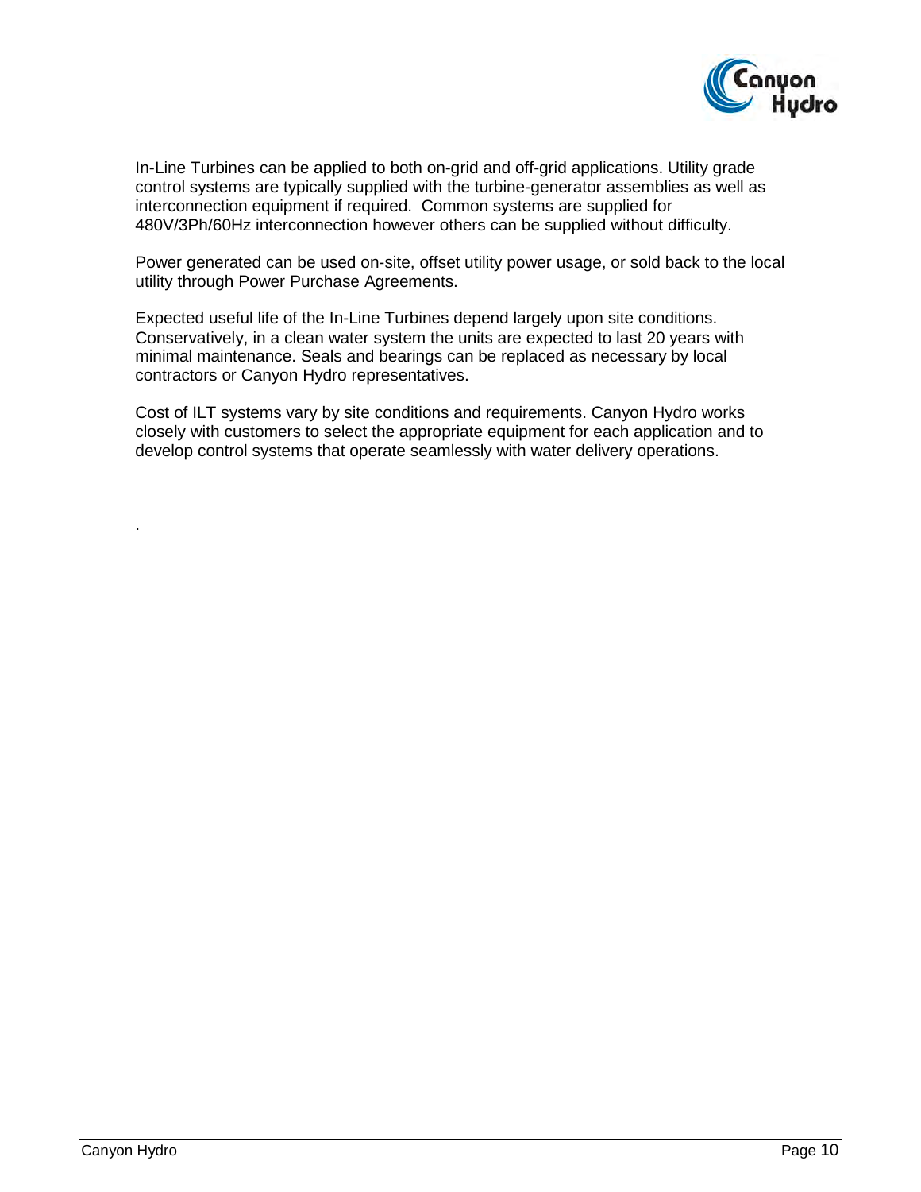In-Line Turbines can be applied to both on-grid and off-grid applications. Utility grade control systems are typically supplied with the turbine-generator assemblies as well as interconnection equipment if required. Common systems are supplied for 480V/3Ph/60Hz interconnection however others can be supplied without difficulty.

Power generated can be used on-site, offset utility power usage, or sold back to the local utility through Power Purchase Agreements.

Expected useful life of the In-Line Turbines depend largely upon site conditions. Conservatively, in a clean water system the units are expected to last 20 years with minimal maintenance. Seals and bearings can be replaced as necessary by local contractors or Canyon Hydro representatives.

Cost of ILT systems vary by site conditions and requirements. Canyon Hydro works closely with customers to select the appropriate equipment for each application and to develop control systems that operate seamlessly with water delivery operations.

.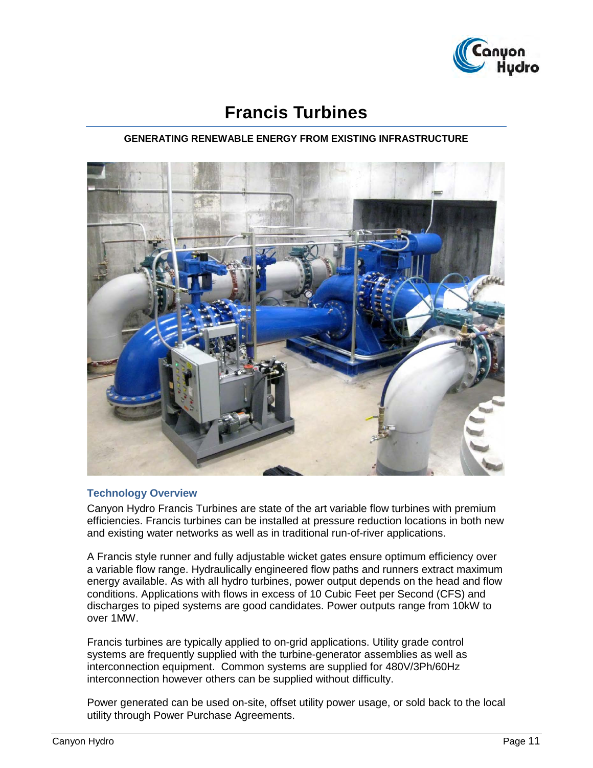# Francis Turbines

**GENERATING RENEWABLE ENERGY FROM EXISTING INFRASTRUCTURE**

## Technology Overview

Canyon Hydro Francis Turbines are state of the art variable flow turbines with premium efficiencies. Francis turbines can be installed at pressure reduction locations in both new and existing water networks as well as in traditional run-of-river applications.

A Francis style runner and fully adjustable wicket gates ensure optimum efficiency over a variable flow range. Hydraulically engineered flow paths and runners extract maximum energy available. As with all hydro turbines, power output depends on the head and flow conditions. Applications with flows in excess of 10 Cubic Feet per Second (CFS) and discharges to piped systems are good candidates. Power outputs range from 10kW to over 1MW.

Francis turbines are typically applied to on-grid applications. Utility grade control systems are frequently supplied with the turbine-generator assemblies as well as interconnection equipment. Common systems are supplied for 480V/3Ph/60Hz interconnection however others can be supplied without difficulty.

Power generated can be used on-site, offset utility power usage, or sold back to the local utility through Power Purchase Agreements.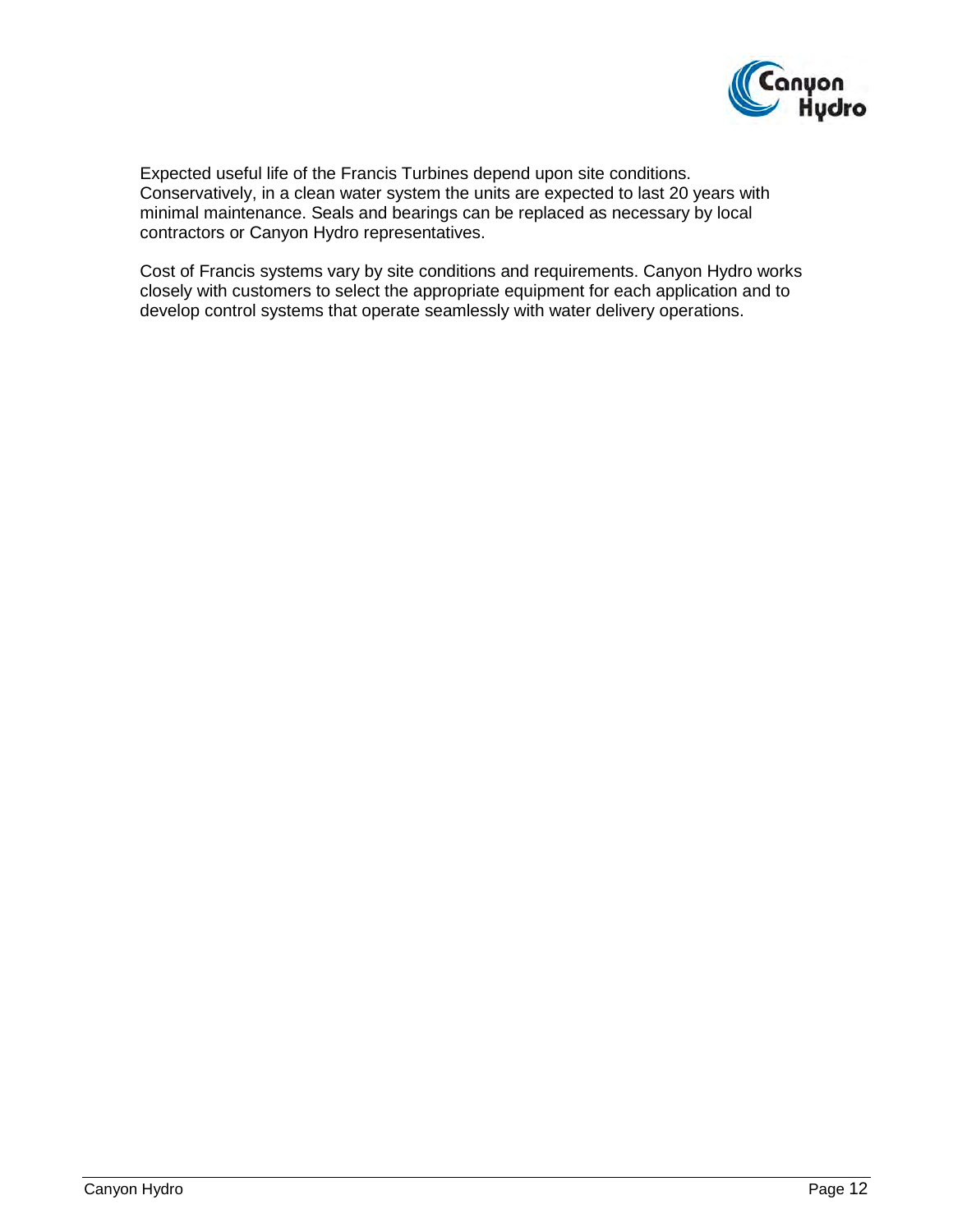Expected useful life of the Francis Turbines depend upon site conditions. Conservatively, in a clean water system the units are expected to last 20 years with minimal maintenance. Seals and bearings can be replaced as necessary by local contractors or Canyon Hydro representatives.

Cost of Francis systems vary by site conditions and requirements. Canyon Hydro works closely with customers to select the appropriate equipment for each application and to develop control systems that operate seamlessly with water delivery operations.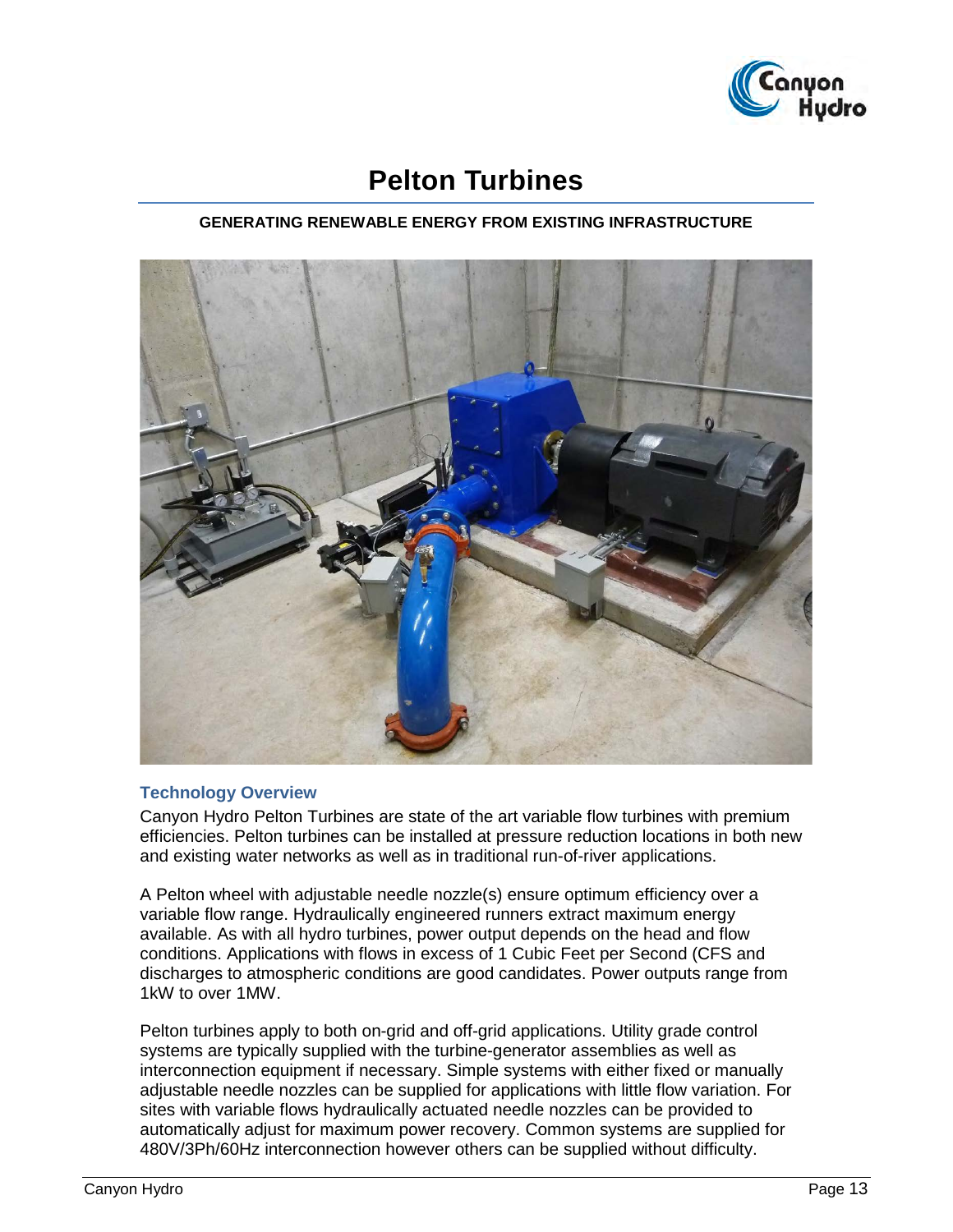# Pelton Turbines

**GENERATING RENEWABLE ENERGY FROM EXISTING INFRASTRUCTURE**

### Technology Overview

Canyon Hydro Pelton Turbines are state of the art variable flow turbines with premium efficiencies. Pelton turbines can be installed at pressure reduction locations in both new and existing water networks as well as in traditional run-of-river applications.

A Pelton wheel with adjustable needle nozzle(s) ensure optimum efficiency over a variable flow range. Hydraulically engineered runners extract maximum energy available. As with all hydro turbines, power output depends on the head and flow conditions. Applications with flows in excess of 1 Cubic Feet per Second (CFS and discharges to atmospheric conditions are good candidates. Power outputs range from 1kW to over 1MW.

Pelton turbines apply to both on-grid and off-grid applications. Utility grade control systems are typically supplied with the turbine-generator assemblies as well as interconnection equipment if necessary. Simple systems with either fixed or manually adjustable needle nozzles can be supplied for applications with little flow variation. For sites with variable flows hydraulically actuated needle nozzles can be provided to automatically adjust for maximum power recovery. Common systems are supplied for 480V/3Ph/60Hz interconnection however others can be supplied without difficulty.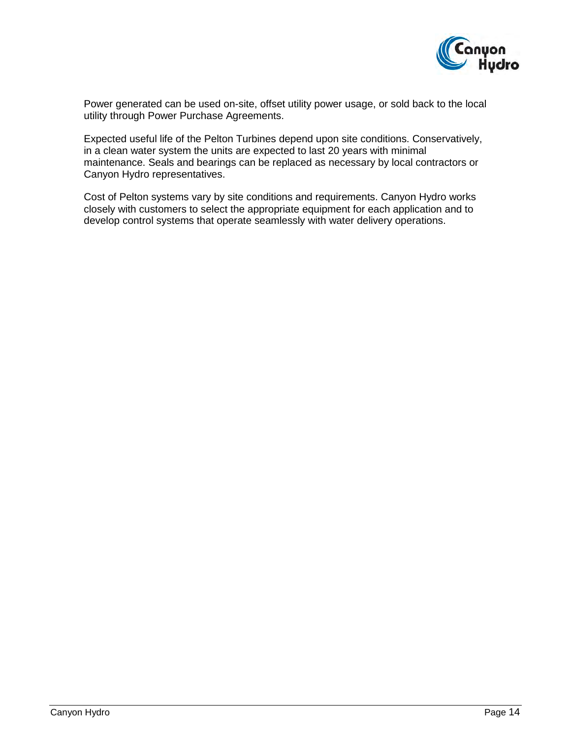Power generated can be used on-site, offset utility power usage, or sold back to the local utility through Power Purchase Agreements.

Expected useful life of the Pelton Turbines depend upon site conditions. Conservatively, in a clean water system the units are expected to last 20 years with minimal maintenance. Seals and bearings can be replaced as necessary by local contractors or Canyon Hydro representatives.

Cost of Pelton systems vary by site conditions and requirements. Canyon Hydro works closely with customers to select the appropriate equipment for each application and to develop control systems that operate seamlessly with water delivery operations.